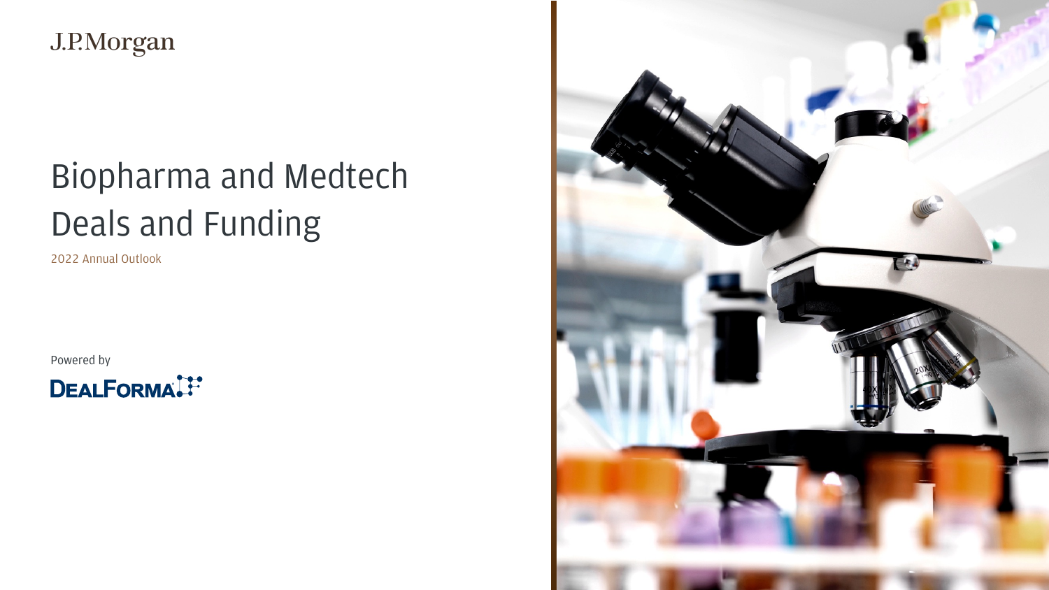J.P.Morgan

# Biopharma and Medtech Deals and Funding

2022 Annual Outlook

Powered by

DEALFORMA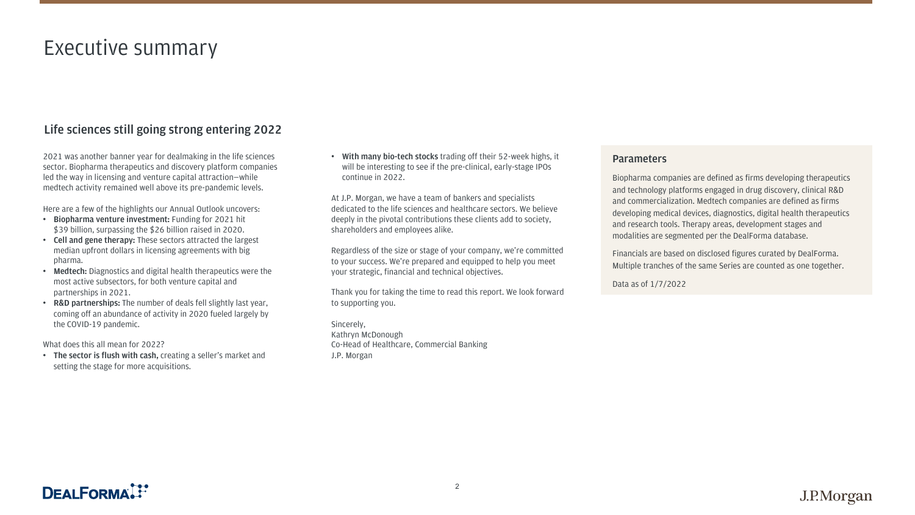# Executive summary

## Life sciences still going strong entering 2022

2021 was another banner year for dealmaking in the life sciences sector. Biopharma therapeutics and discovery platform companies led the way in licensing and venture capital attraction—while medtech activity remained well above its pre-pandemic levels.

Here are a few of the highlights our Annual Outlook uncovers:

- **Biopharma venture investment:** Funding for 2021 hit $39 billion, surpassing the $26 billion raised in 2020.
- **Cell and gene therapy:** These sectors attracted the largest median upfront dollars in licensing agreements with big pharma.
- **Medtech:** Diagnostics and digital health therapeutics were the most active subsectors, for both venture capital and partnerships in 2021.
- **R&D partnerships:** The number of deals fell slightly last year, coming off an abundance of activity in 2020 fueled largely by the COVID-19 pandemic.

What does this all mean for 2022?

- **The sector is flush with cash,** creating a seller's market and setting the stage for more acquisitions.
- **With many bio-tech stocks** trading off their 52-week highs, it will be interesting to see if the pre-clinical, early-stage IPOs continue in 2022.

At J.P. Morgan, we have a team of bankers and specialists dedicated to the life sciences and healthcare sectors. We believe deeply in the pivotal contributions these clients add to society, shareholders and employees alike.

Regardless of the size or stage of your company, we're committed to your success. We're prepared and equipped to help you meet your strategic, financial and technical objectives.

Thank you for taking the time to read this report. We look forward to supporting you.

Sincerely,
Kathryn McDonough
Co-Head of Healthcare, Commercial Banking
J.P. Morgan

### Parameters

Biopharma companies are defined as firms developing therapeutics and technology platforms engaged in drug discovery, clinical R&D and commercialization. Medtech companies are defined as firms developing medical devices, diagnostics, digital health therapeutics and research tools. Therapy areas, development stages and modalities are segmented per the DealForma database.

Financials are based on disclosed figures curated by DealForma. Multiple tranches of the same Series are counted as one together.

Data as of 1/7/2022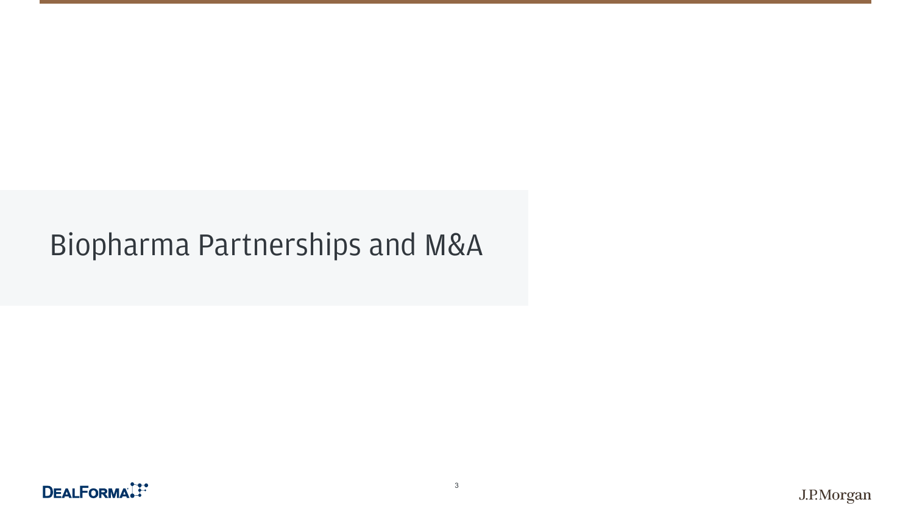# Biopharma Partnerships and M&A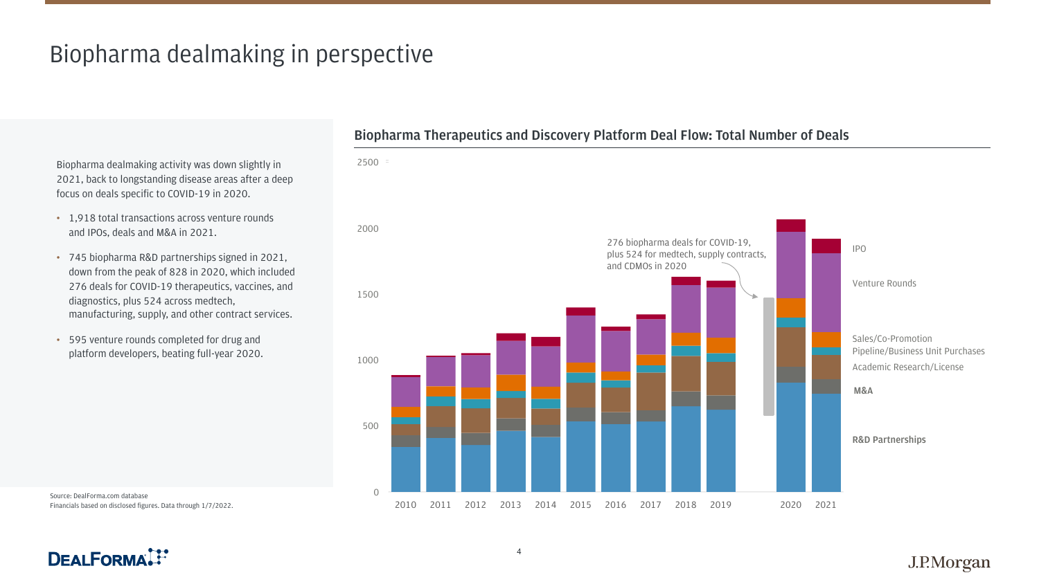# Biopharma dealmaking in perspective

Biopharma dealmaking activity was down slightly in 2021, back to longstanding disease areas after a deep focus on deals specific to COVID-19 in 2020.

- 1,918 total transactions across venture rounds and IPOs, deals and M&A in 2021.
- 745 biopharma R&D partnerships signed in 2021, down from the peak of 828 in 2020, which included 276 deals for COVID-19 therapeutics, vaccines, and diagnostics, plus 524 across medtech, manufacturing, supply, and other contract services.
- 595 venture rounds completed for drug and platform developers, beating full-year 2020.

## Biopharma Therapeutics and Discovery Platform Deal Flow: Total Number of Deals

Y-axis: 0, 500, 1000, 1500, 2000, 2500

X-axis: 2010, 2011, 2012, 2013, 2014, 2015, 2016, 2017, 2018, 2019, 2020, 2021

Legend (top to bottom): IPO; Venture Rounds; Sales/Co-Promotion; Pipeline/Business Unit Purchases; Academic Research/License; M&A; R&D Partnerships

Annotation: 276 biopharma deals for COVID-19, plus 524 for medtech, supply contracts, and CDMOs in 2020

Source: DealForma.com database
Financials based on disclosed figures. Data through 1/7/2022.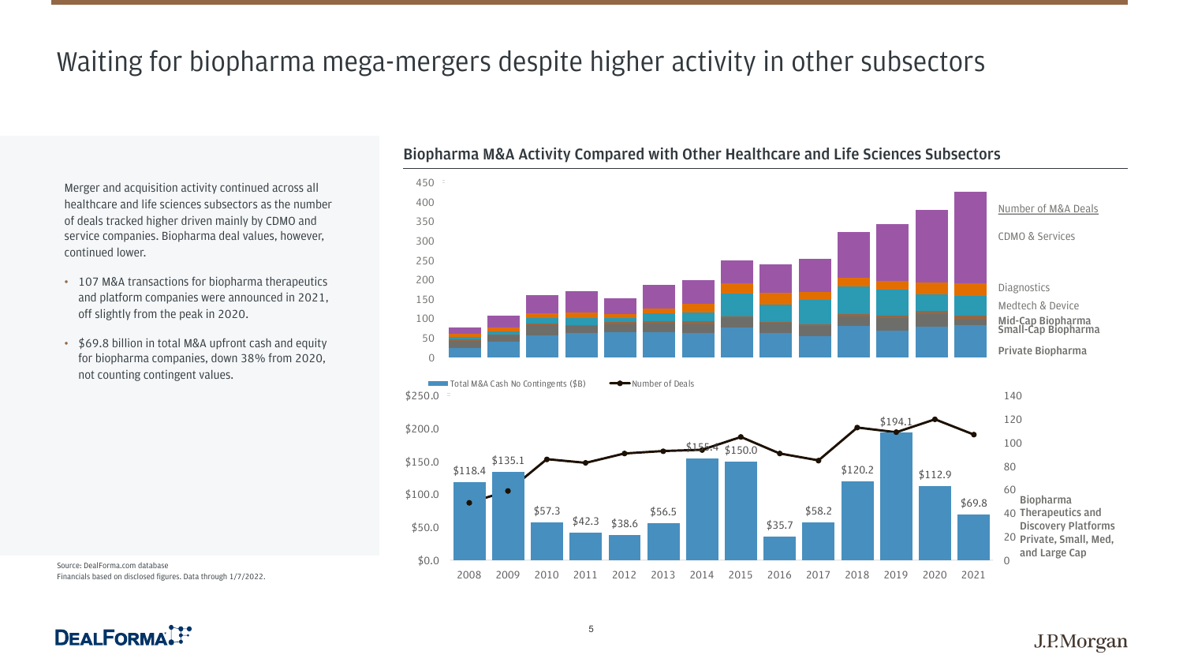# Waiting for biopharma mega-mergers despite higher activity in other subsectors

Merger and acquisition activity continued across all healthcare and life sciences subsectors as the number of deals tracked higher driven mainly by CDMO and service companies. Biopharma deal values, however, continued lower.

- 107 M&A transactions for biopharma therapeutics and platform companies were announced in 2021, off slightly from the peak in 2020.
- $69.8 billion in total M&A upfront cash and equity for biopharma companies, down 38% from 2020, not counting contingent values.

## Biopharma M&A Activity Compared with Other Healthcare and Life Sciences Subsectors

Number of M&A Deals: CDMO & Services, Diagnostics, Medtech & Device, Mid-Cap Biopharma, Small-Cap Biopharma, Private Biopharma

Total M&A Cash No Contingents ($B) / Number of Deals — Biopharma Therapeutics and Discovery Platforms, Private, Small, Med, and Large Cap

| Year | Total M&A Cash No Contingents ($B) |
|---|---|
| 2008 | $118.4 |
| 2009 | $135.1 |
| 2010 | $57.3 |
| 2011 | $42.3 |
| 2012 | $38.6 |
| 2013 | $56.5 |
| 2014 | $155.4 |
| 2015 | $150.0 |
| 2016 | $35.7 |
| 2017 | $58.2 |
| 2018 | $120.2 |
| 2019 | $194.1 |
| 2020 | $112.9 |
| 2021 | $69.8 |

Source: DealForma.com database
Financials based on disclosed figures. Data through 1/7/2022.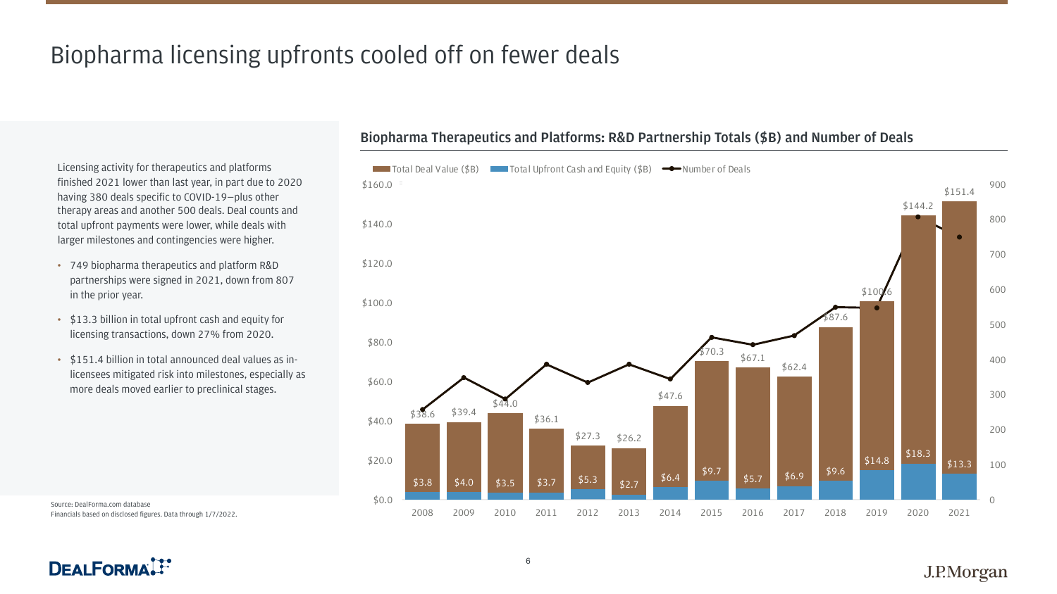# Biopharma licensing upfronts cooled off on fewer deals

Licensing activity for therapeutics and platforms finished 2021 lower than last year, in part due to 2020 having 380 deals specific to COVID-19—plus other therapy areas and another 500 deals. Deal counts and total upfront payments were lower, while deals with larger milestones and contingencies were higher.

- 749 biopharma therapeutics and platform R&D partnerships were signed in 2021, down from 807 in the prior year.
- $13.3 billion in total upfront cash and equity for licensing transactions, down 27% from 2020.
- $151.4 billion in total announced deal values as in-licensees mitigated risk into milestones, especially as more deals moved earlier to preclinical stages.

## Biopharma Therapeutics and Platforms: R&D Partnership Totals ($B) and Number of Deals

| Year | Total Deal Value ($B) | Total Upfront Cash and Equity ($B) |
|---|---|---|
| 2008 | $38.6 | $3.8 |
| 2009 | $39.4 | $4.0 |
| 2010 | $44.0 | $3.5 |
| 2011 | $36.1 | $3.7 |
| 2012 | $27.3 | $5.3 |
| 2013 | $26.2 | $2.7 |
| 2014 | $47.6 | $6.4 |
| 2015 | $70.3 | $9.7 |
| 2016 | $67.1 | $5.7 |
| 2017 | $62.4 | $6.9 |
| 2018 | $87.6 | $9.6 |
| 2019 | $100.6 | $14.8 |
| 2020 | $144.2 | $18.3 |
| 2021 | $151.4 | $13.3 |

Source: DealForma.com database
Financials based on disclosed figures. Data through 1/7/2022.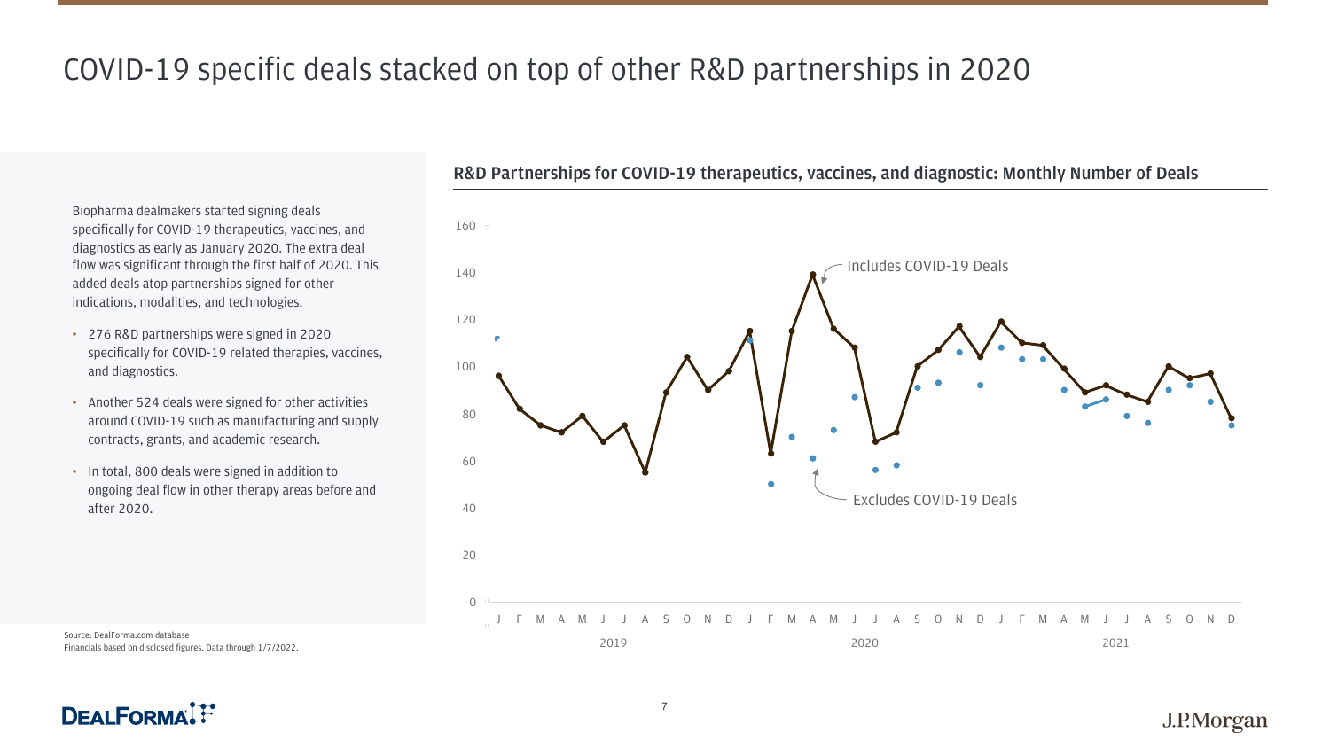# COVID-19 specific deals stacked on top of other R&D partnerships in 2020

Biopharma dealmakers started signing deals specifically for COVID-19 therapeutics, vaccines, and diagnostics as early as January 2020. The extra deal flow was significant through the first half of 2020. This added deals atop partnerships signed for other indications, modalities, and technologies.

- 276 R&D partnerships were signed in 2020 specifically for COVID-19 related therapies, vaccines, and diagnostics.
- Another 524 deals were signed for other activities around COVID-19 such as manufacturing and supply contracts, grants, and academic research.
- In total, 800 deals were signed in addition to ongoing deal flow in other therapy areas before and after 2020.

**R&D Partnerships for COVID-19 therapeutics, vaccines, and diagnostic: Monthly Number of Deals**

Includes COVID-19 Deals

Excludes COVID-19 Deals

Source: DealForma.com database
Financials based on disclosed figures. Data through 1/7/2022.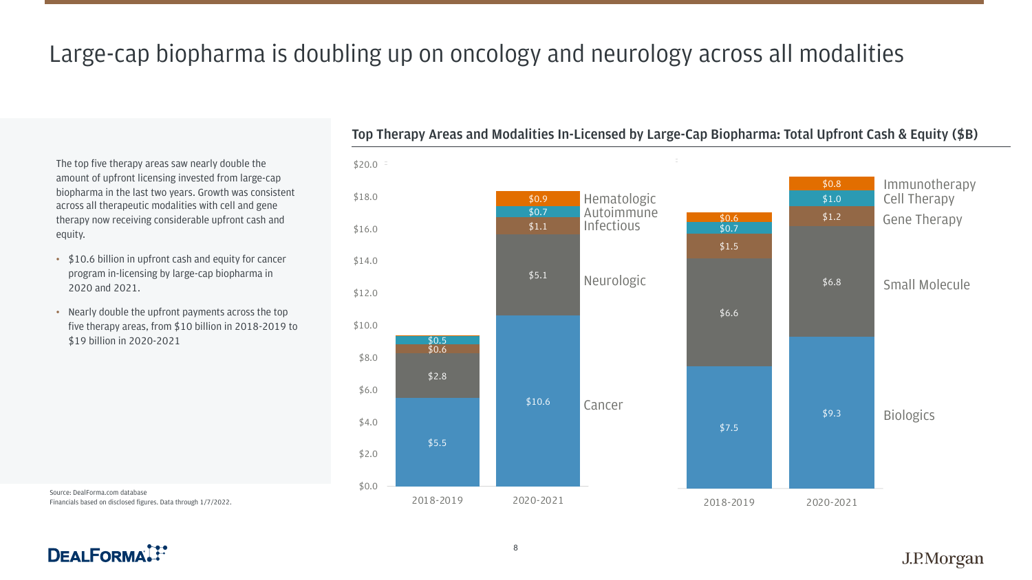# Large-cap biopharma is doubling up on oncology and neurology across all modalities

The top five therapy areas saw nearly double the amount of upfront licensing invested from large-cap biopharma in the last two years. Growth was consistent across all therapeutic modalities with cell and gene therapy now receiving considerable upfront cash and equity.

- $10.6 billion in upfront cash and equity for cancer program in-licensing by large-cap biopharma in 2020 and 2021.
- Nearly double the upfront payments across the top five therapy areas, from $10 billion in 2018-2019 to $19 billion in 2020-2021

## Top Therapy Areas and Modalities In-Licensed by Large-Cap Biopharma: Total Upfront Cash & Equity ($B)

| Therapy Area | 2018-2019 | 2020-2021 |
|---|---|---|
| Cancer | $5.5 | $10.6 |
| Neurologic | $2.8 | $5.1 |
| Infectious | $0.6 | $1.1 |
| Autoimmune | $0.5 | $0.7 |
| Hematologic | | $0.9 |

| Modality | 2018-2019 | 2020-2021 |
|---|---|---|
| Biologics | $7.5 | $9.3 |
| Small Molecule | $6.6 | $6.8 |
| Gene Therapy | $1.5 | $1.2 |
| Cell Therapy | $0.7 | $1.0 |
| Immunotherapy | $0.6 | $0.8 |

Source: DealForma.com database
Financials based on disclosed figures. Data through 1/7/2022.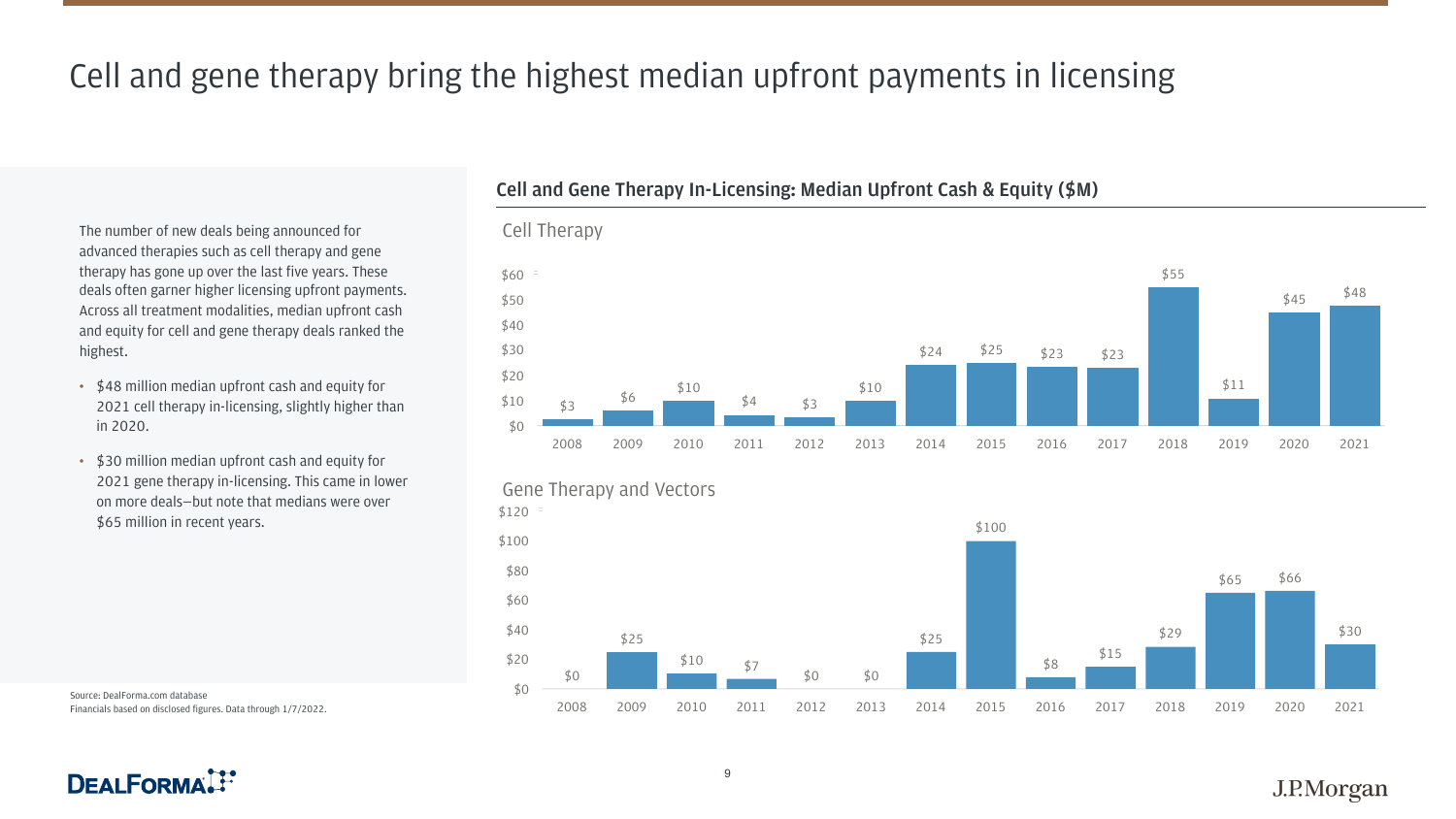# Cell and gene therapy bring the highest median upfront payments in licensing

The number of new deals being announced for advanced therapies such as cell therapy and gene therapy has gone up over the last five years. These deals often garner higher licensing upfront payments. Across all treatment modalities, median upfront cash and equity for cell and gene therapy deals ranked the highest.

- $48 million median upfront cash and equity for 2021 cell therapy in-licensing, slightly higher than in 2020.
- $30 million median upfront cash and equity for 2021 gene therapy in-licensing. This came in lower on more deals—but note that medians were over $65 million in recent years.

## Cell and Gene Therapy In-Licensing: Median Upfront Cash & Equity ($M)

### Cell Therapy

| 2008 | 2009 | 2010 | 2011 | 2012 | 2013 | 2014 | 2015 | 2016 | 2017 | 2018 | 2019 | 2020 | 2021 |
|---|---|---|---|---|---|---|---|---|---|---|---|---|---|
| $3 | $6 | $10 | $4 | $3 | $10 | $24 | $25 | $23 | $23 | $55 | $11 | $45 | $48 |

### Gene Therapy and Vectors

| 2008 | 2009 | 2010 | 2011 | 2012 | 2013 | 2014 | 2015 | 2016 | 2017 | 2018 | 2019 | 2020 | 2021 |
|---|---|---|---|---|---|---|---|---|---|---|---|---|---|
| $0 | $25 | $10 | $7 | $0 | $0 | $25 | $100 | $8 | $15 | $29 | $65 | $66 | $30 |

Source: DealForma.com database
Financials based on disclosed figures. Data through 1/7/2022.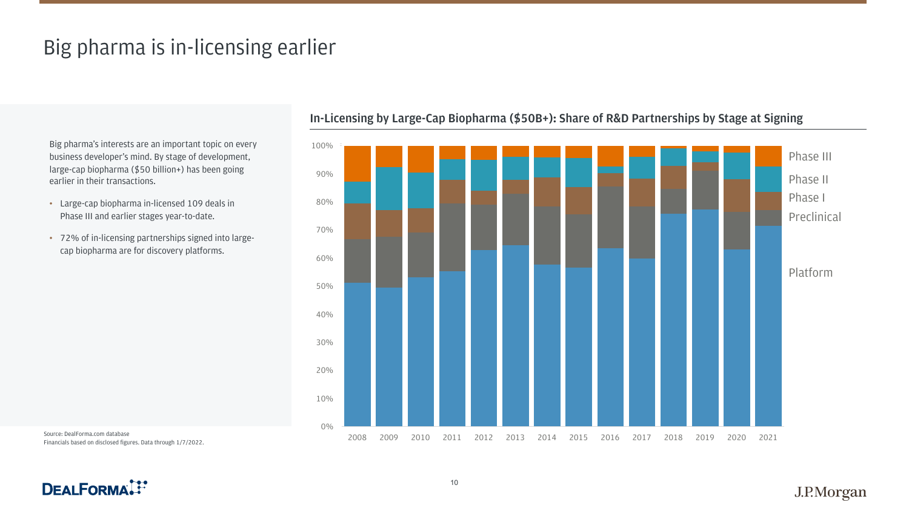# Big pharma is in-licensing earlier

Big pharma's interests are an important topic on every business developer's mind. By stage of development, large-cap biopharma ($50 billion+) has been going earlier in their transactions.

- Large-cap biopharma in-licensed 109 deals in Phase III and earlier stages year-to-date.
- 72% of in-licensing partnerships signed into large-cap biopharma are for discovery platforms.

## In-Licensing by Large-Cap Biopharma ($50B+): Share of R&D Partnerships by Stage at Signing

Legend: Phase III, Phase II, Phase I, Preclinical, Platform

Y-axis: 0%–100%

X-axis: 2008, 2009, 2010, 2011, 2012, 2013, 2014, 2015, 2016, 2017, 2018, 2019, 2020, 2021

Source: DealForma.com database
Financials based on disclosed figures. Data through 1/7/2022.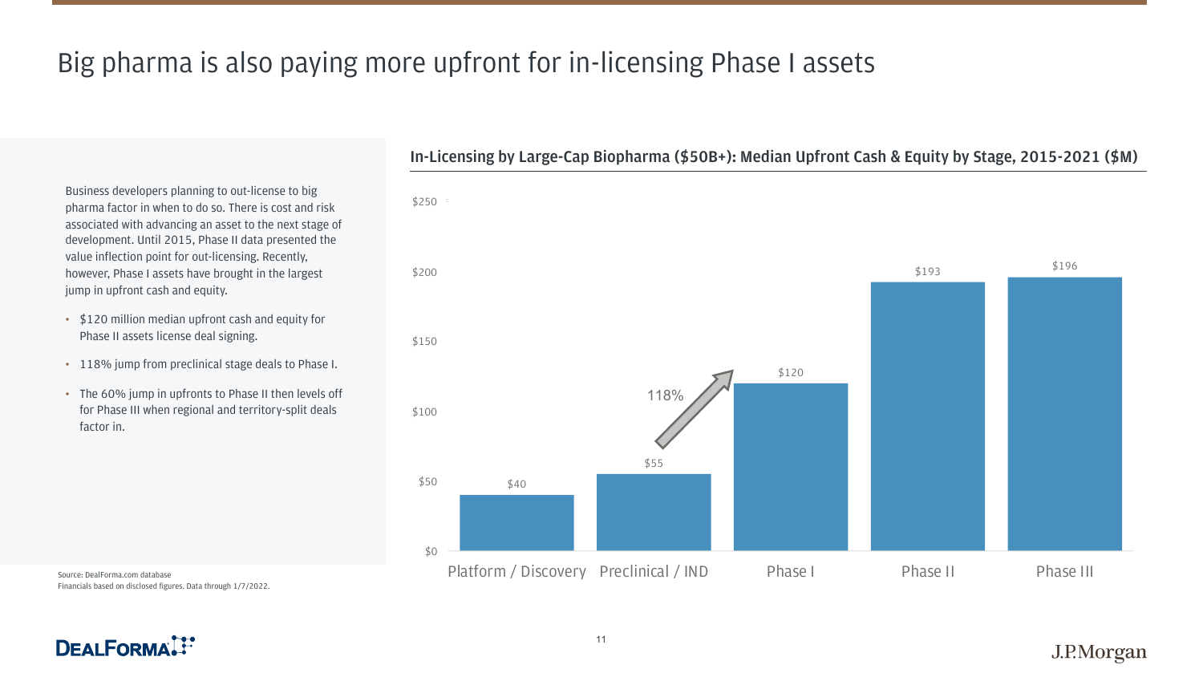# Big pharma is also paying more upfront for in-licensing Phase I assets

Business developers planning to out-license to big pharma factor in when to do so. There is cost and risk associated with advancing an asset to the next stage of development. Until 2015, Phase II data presented the value inflection point for out-licensing. Recently, however, Phase I assets have brought in the largest jump in upfront cash and equity.

- $120 million median upfront cash and equity for Phase II assets license deal signing.
- 118% jump from preclinical stage deals to Phase I.
- The 60% jump in upfronts to Phase II then levels off for Phase III when regional and territory-split deals factor in.

**In-Licensing by Large-Cap Biopharma ($50B+): Median Upfront Cash & Equity by Stage, 2015-2021 ($M)**

| Stage | Median Upfront Cash & Equity ($M) |
|---|---|
| Platform / Discovery | $40 |
| Preclinical / IND | $55 |
| Phase I | $120 |
| Phase II | $193 |
| Phase III | $196 |

118% (Preclinical / IND to Phase I)

Source: DealForma.com database
Financials based on disclosed figures. Data through 1/7/2022.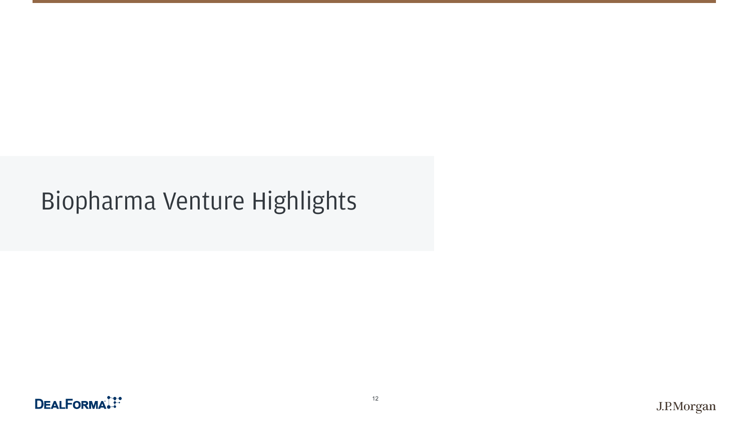# Biopharma Venture Highlights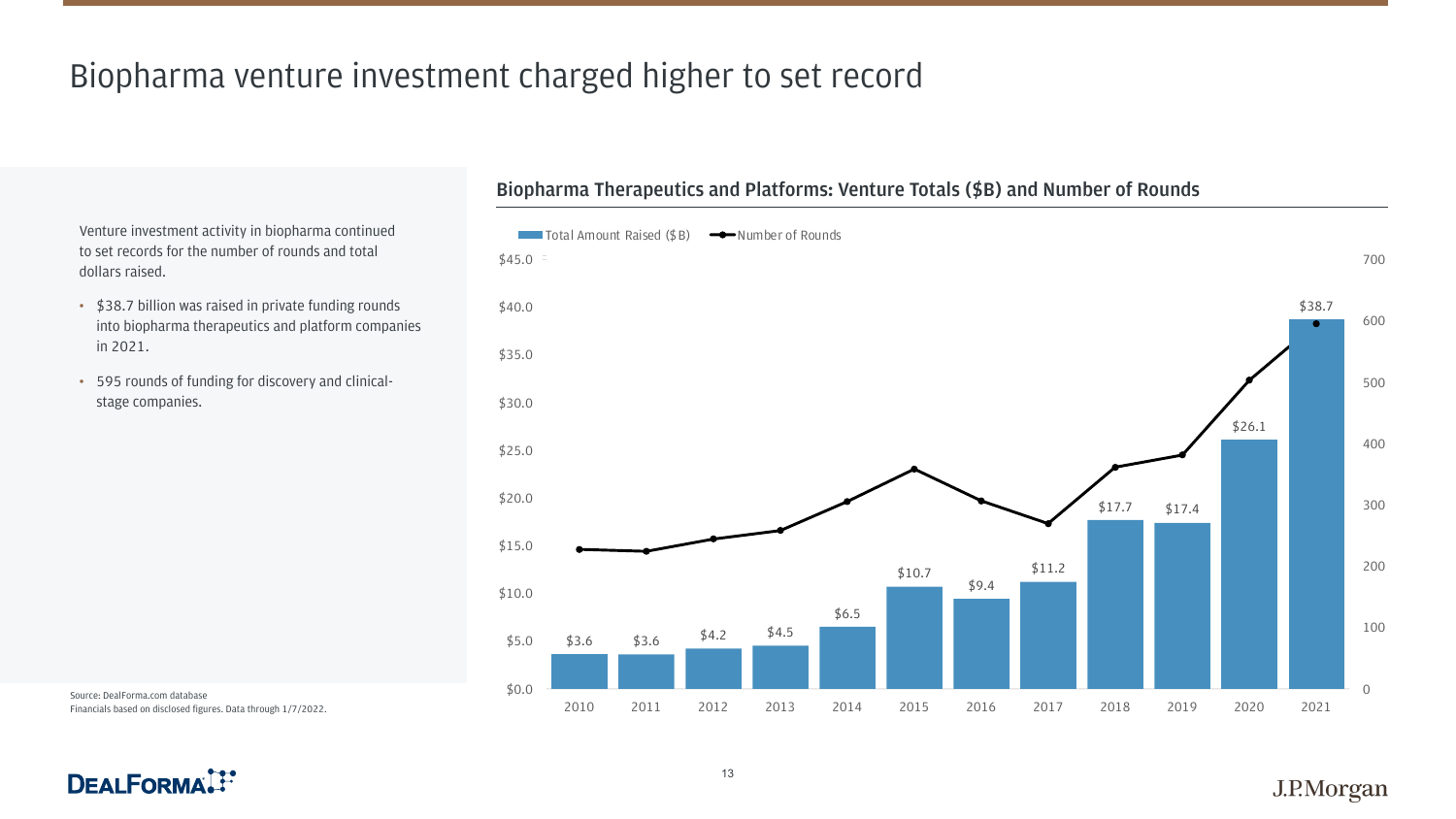# Biopharma venture investment charged higher to set record

Venture investment activity in biopharma continued to set records for the number of rounds and total dollars raised.

- $38.7 billion was raised in private funding rounds into biopharma therapeutics and platform companies in 2021.
- 595 rounds of funding for discovery and clinical-stage companies.

## Biopharma Therapeutics and Platforms: Venture Totals ($B) and Number of Rounds

| Year | Total Amount Raised ($B) |
|---|---|
| 2010 | $3.6 |
| 2011 | $3.6 |
| 2012 | $4.2 |
| 2013 | $4.5 |
| 2014 | $6.5 |
| 2015 | $10.7 |
| 2016 | $9.4 |
| 2017 | $11.2 |
| 2018 | $17.7 |
| 2019 | $17.4 |
| 2020 | $26.1 |
| 2021 | $38.7 |

Source: DealForma.com database
Financials based on disclosed figures. Data through 1/7/2022.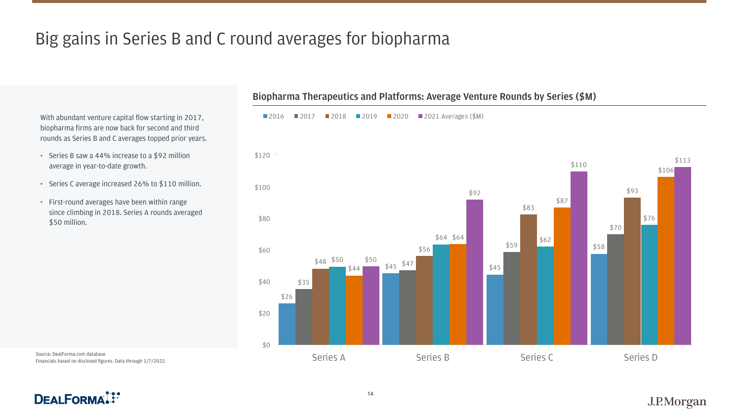# Big gains in Series B and C round averages for biopharma

With abundant venture capital flow starting in 2017, biopharma firms are now back for second and third rounds as Series B and C averages topped prior years.

- Series B saw a 44% increase to a $92 million average in year-to-date growth.
- Series C average increased 26% to $110 million.
- First-round averages have been within range since climbing in 2018. Series A rounds averaged $50 million.

## Biopharma Therapeutics and Platforms: Average Venture Rounds by Series ($M)

| | 2016 | 2017 | 2018 | 2019 | 2020 | 2021 Averages ($M) |
|---|---|---|---|---|---|---|
| Series A | $26 | $35 | $48 | $50 | $44 | $50 |
| Series B | $45 | $47 | $56 | $64 | $64 | $92 |
| Series C | $45 | $59 | $83 | $62 | $87 | $110 |
| Series D | $58 | $70 | $93 | $76 | $106 | $113 |

Source: DealForma.com database
Financials based on disclosed figures. Data through 1/7/2022.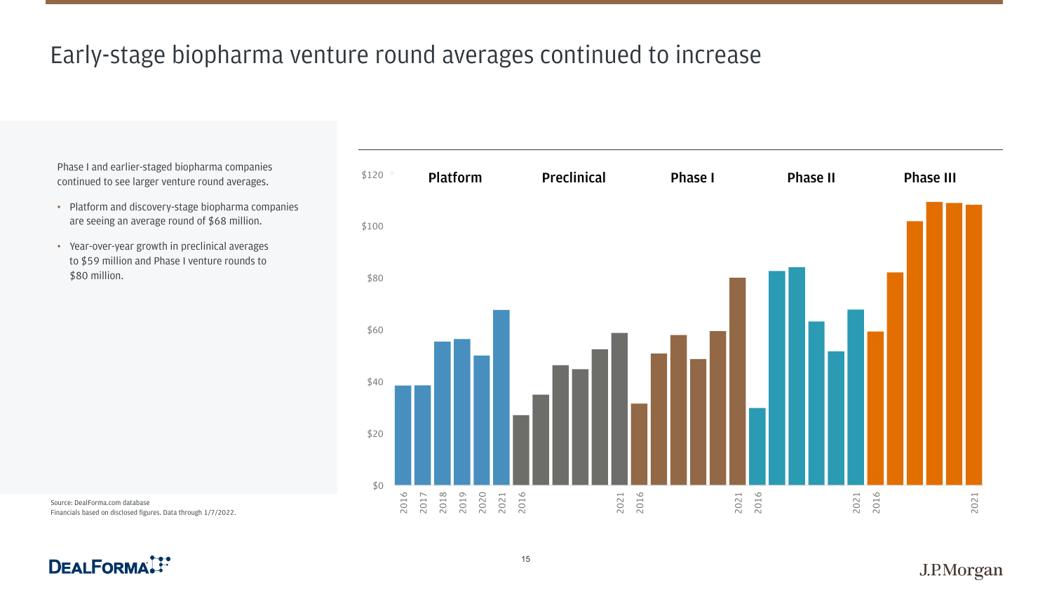# Early-stage biopharma venture round averages continued to increase

Phase I and earlier-staged biopharma companies continued to see larger venture round averages.

- Platform and discovery-stage biopharma companies are seeing an average round of $68 million.
- Year-over-year growth in preclinical averages to $59 million and Phase I venture rounds to $80 million.

Platform | Preclinical | Phase I | Phase II | Phase III

$120, $100, $80, $60, $40, $20, $0

2016 2017 2018 2019 2020 2021 | 2016 2021 | 2016 2021 | 2016 2021 | 2016 2021

Source: DealForma.com database
Financials based on disclosed figures. Data through 1/7/2022.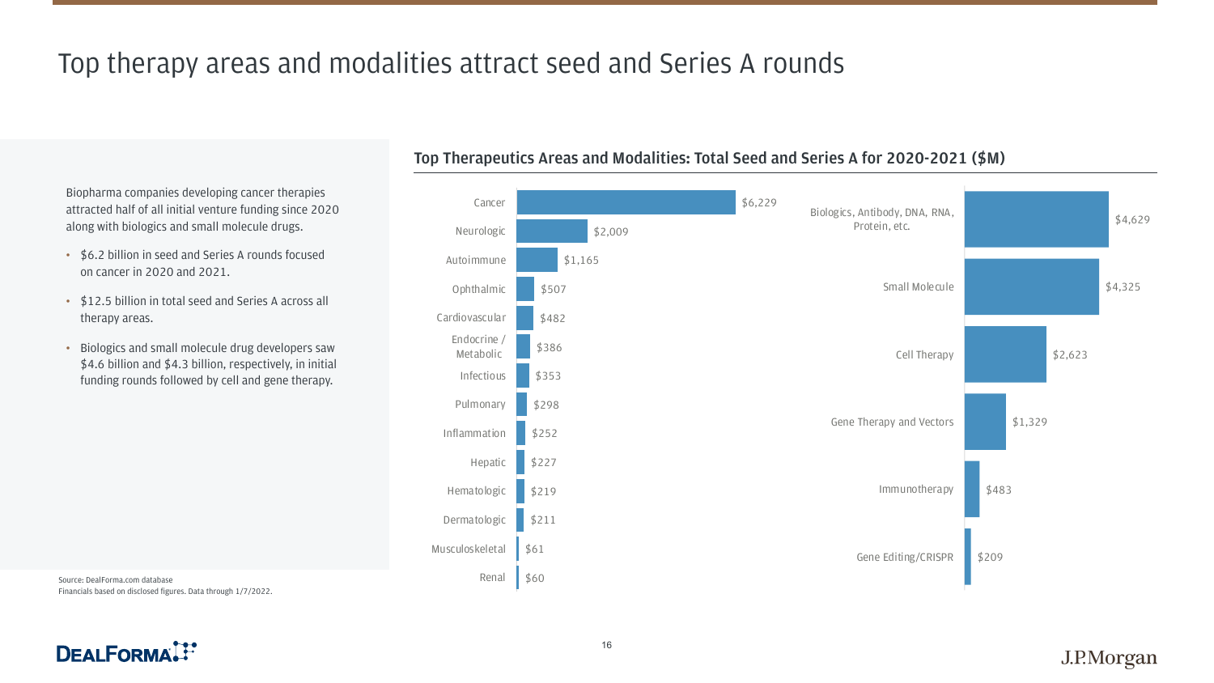# Top therapy areas and modalities attract seed and Series A rounds

Biopharma companies developing cancer therapies attracted half of all initial venture funding since 2020 along with biologics and small molecule drugs.

- $6.2 billion in seed and Series A rounds focused on cancer in 2020 and 2021.
- $12.5 billion in total seed and Series A across all therapy areas.
- Biologics and small molecule drug developers saw $4.6 billion and $4.3 billion, respectively, in initial funding rounds followed by cell and gene therapy.

## Top Therapeutics Areas and Modalities: Total Seed and Series A for 2020-2021 ($M)

| Therapeutic Area | Total ($M) |
|---|---|
| Cancer | $6,229 |
| Neurologic | $2,009 |
| Autoimmune | $1,165 |
| Ophthalmic | $507 |
| Cardiovascular | $482 |
| Endocrine / Metabolic | $386 |
| Infectious | $353 |
| Pulmonary | $298 |
| Inflammation | $252 |
| Hepatic | $227 |
| Hematologic | $219 |
| Dermatologic | $211 |
| Musculoskeletal | $61 |
| Renal | $60 |

| Modality | Total ($M) |
|---|---|
| Biologics, Antibody, DNA, RNA, Protein, etc. | $4,629 |
| Small Molecule | $4,325 |
| Cell Therapy | $2,623 |
| Gene Therapy and Vectors | $1,329 |
| Immunotherapy | $483 |
| Gene Editing/CRISPR | $209 |

Source: DealForma.com database
Financials based on disclosed figures. Data through 1/7/2022.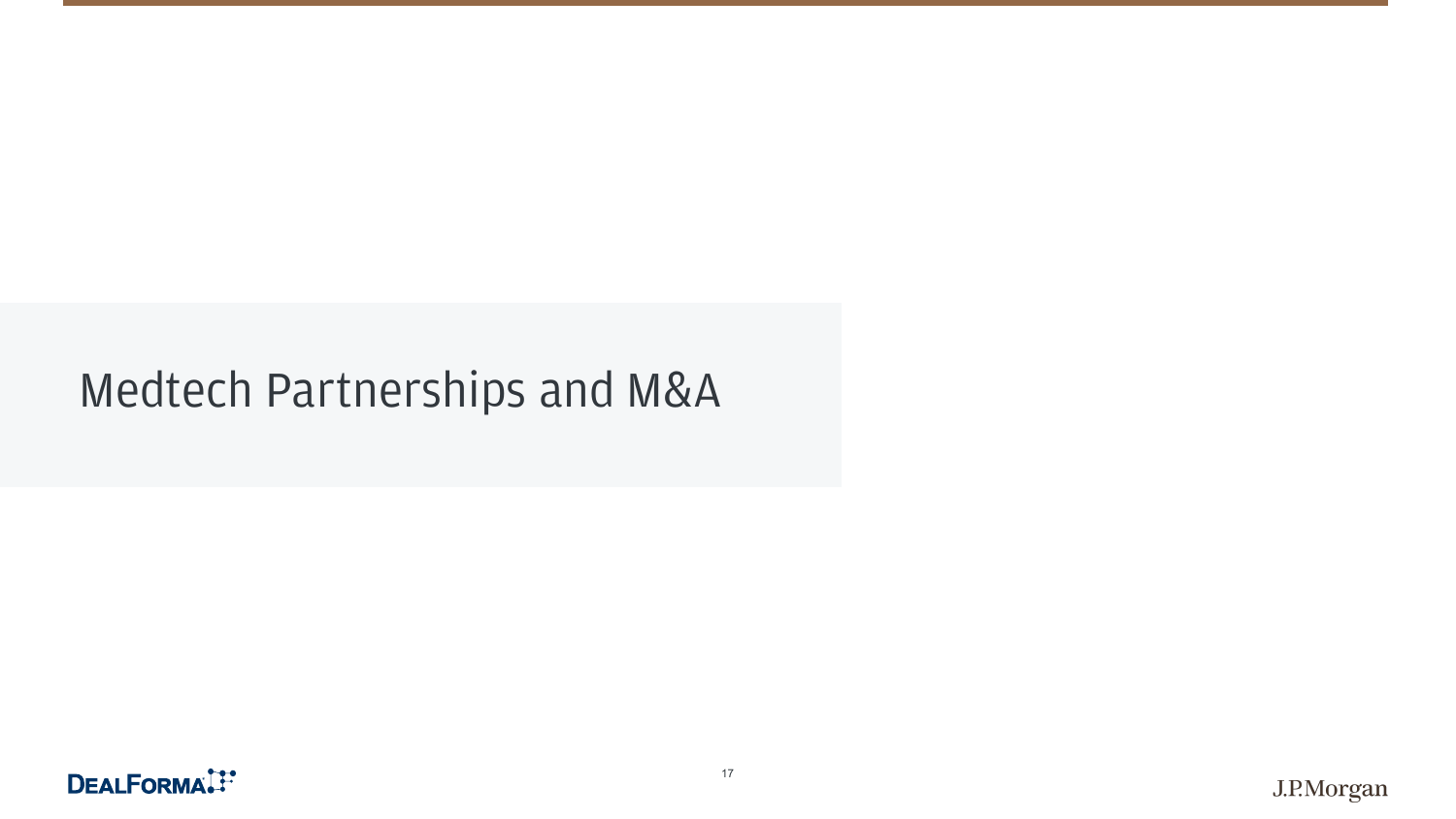# Medtech Partnerships and M&A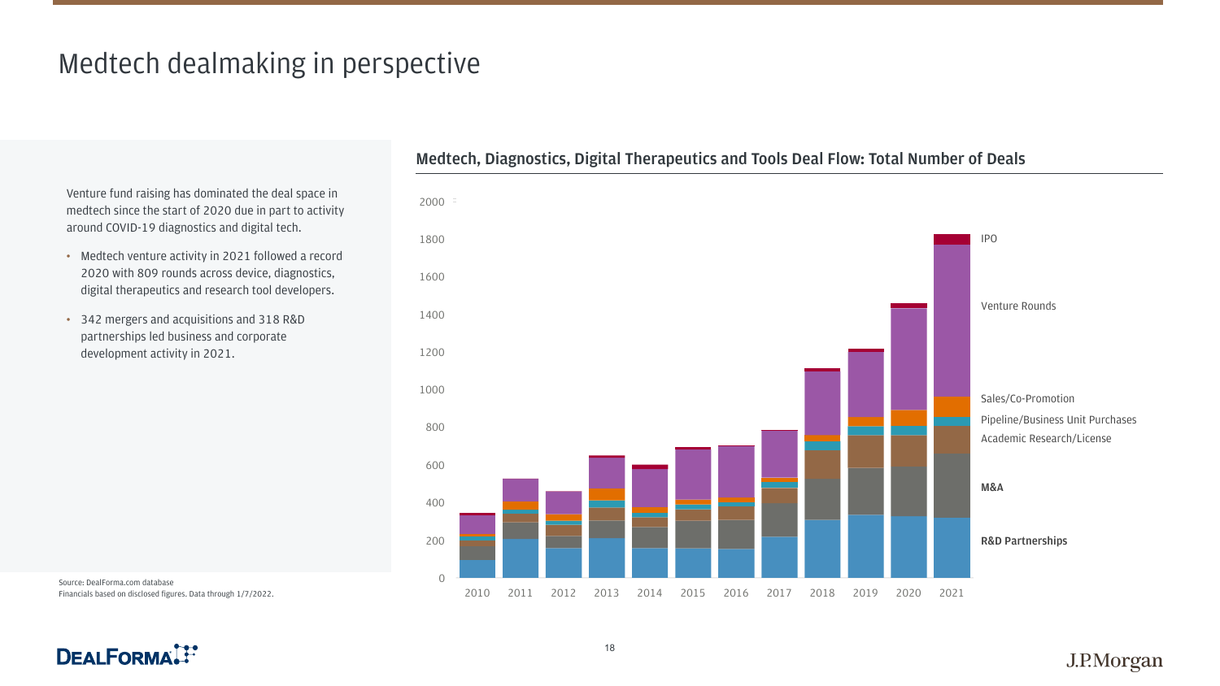# Medtech dealmaking in perspective

Venture fund raising has dominated the deal space in medtech since the start of 2020 due in part to activity around COVID-19 diagnostics and digital tech.

- Medtech venture activity in 2021 followed a record 2020 with 809 rounds across device, diagnostics, digital therapeutics and research tool developers.
- 342 mergers and acquisitions and 318 R&D partnerships led business and corporate development activity in 2021.

## Medtech, Diagnostics, Digital Therapeutics and Tools Deal Flow: Total Number of Deals

Chart categories (stacked bars, 2010–2021, y-axis 0–2000): IPO, Venture Rounds, Sales/Co-Promotion, Pipeline/Business Unit Purchases, Academic Research/License, **M&A**, **R&D Partnerships**

Source: DealForma.com database
Financials based on disclosed figures. Data through 1/7/2022.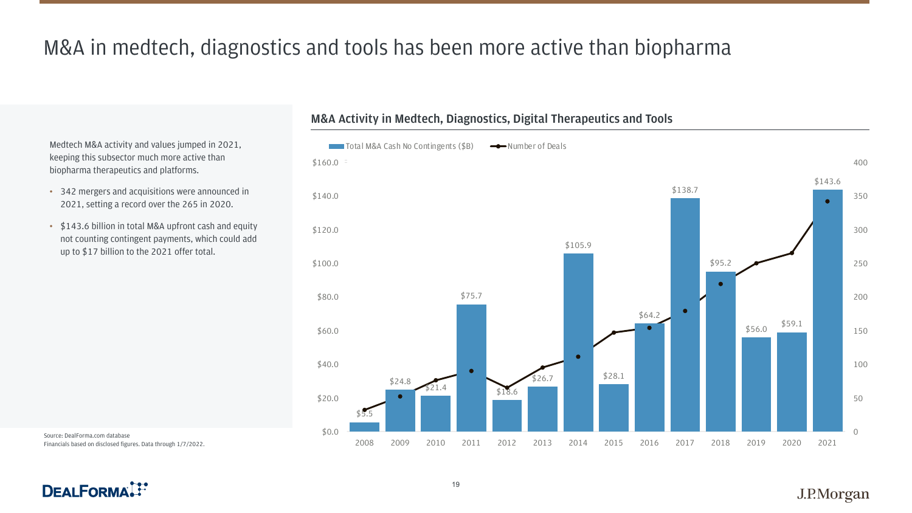# M&A in medtech, diagnostics and tools has been more active than biopharma

Medtech M&A activity and values jumped in 2021, keeping this subsector much more active than biopharma therapeutics and platforms.

- 342 mergers and acquisitions were announced in 2021, setting a record over the 265 in 2020.
- $143.6 billion in total M&A upfront cash and equity not counting contingent payments, which could add up to $17 billion to the 2021 offer total.

## M&A Activity in Medtech, Diagnostics, Digital Therapeutics and Tools

Total M&A Cash No Contingents ($B) / Number of Deals

| Year | Total M&A Cash No Contingents ($B) |
|---|---|
| 2008 | $5.5 |
| 2009 | $24.8 |
| 2010 | $21.4 |
| 2011 | $75.7 |
| 2012 | $18.6 |
| 2013 | $26.7 |
| 2014 | $105.9 |
| 2015 | $28.1 |
| 2016 | $64.2 |
| 2017 | $138.7 |
| 2018 | $95.2 |
| 2019 | $56.0 |
| 2020 | $59.1 |
| 2021 | $143.6 |

Source: DealForma.com database
Financials based on disclosed figures. Data through 1/7/2022.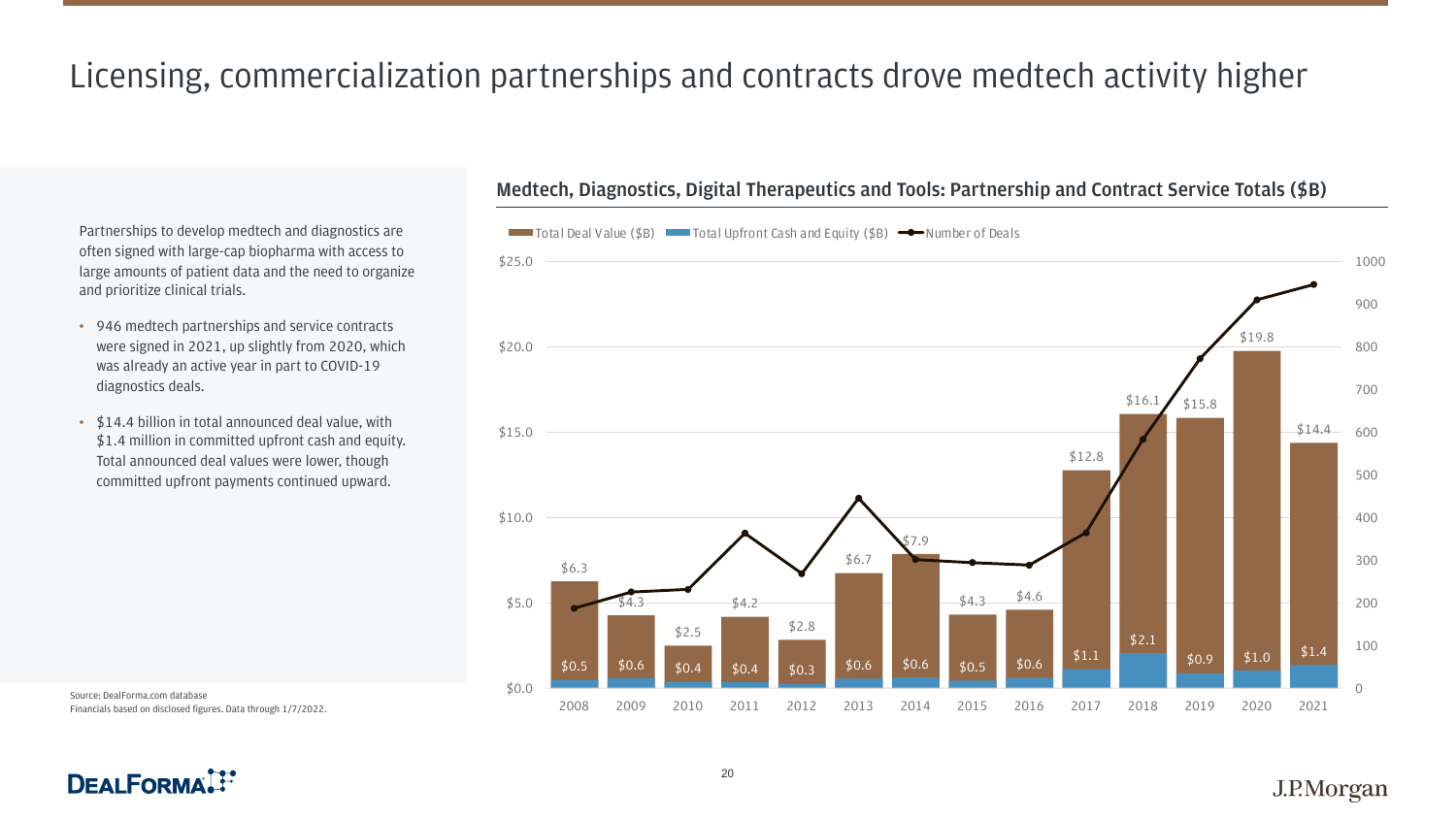# Licensing, commercialization partnerships and contracts drove medtech activity higher

Partnerships to develop medtech and diagnostics are often signed with large-cap biopharma with access to large amounts of patient data and the need to organize and prioritize clinical trials.

- 946 medtech partnerships and service contracts were signed in 2021, up slightly from 2020, which was already an active year in part to COVID-19 diagnostics deals.
- $14.4 billion in total announced deal value, with $1.4 million in committed upfront cash and equity. Total announced deal values were lower, though committed upfront payments continued upward.

## Medtech, Diagnostics, Digital Therapeutics and Tools: Partnership and Contract Service Totals ($B)

| Year | Total Deal Value ($B) | Total Upfront Cash and Equity ($B) |
|---|---|---|
| 2008 | $6.3 | $0.5 |
| 2009 | $4.3 | $0.6 |
| 2010 | $2.5 | $0.4 |
| 2011 | $4.2 | $0.4 |
| 2012 | $2.8 | $0.3 |
| 2013 | $6.7 | $0.6 |
| 2014 | $7.9 | $0.6 |
| 2015 | $4.3 | $0.5 |
| 2016 | $4.6 | $0.6 |
| 2017 | $12.8 | $1.1 |
| 2018 | $16.1 | $2.1 |
| 2019 | $15.8 | $0.9 |
| 2020 | $19.8 | $1.0 |
| 2021 | $14.4 | $1.4 |

Source: DealForma.com database
Financials based on disclosed figures. Data through 1/7/2022.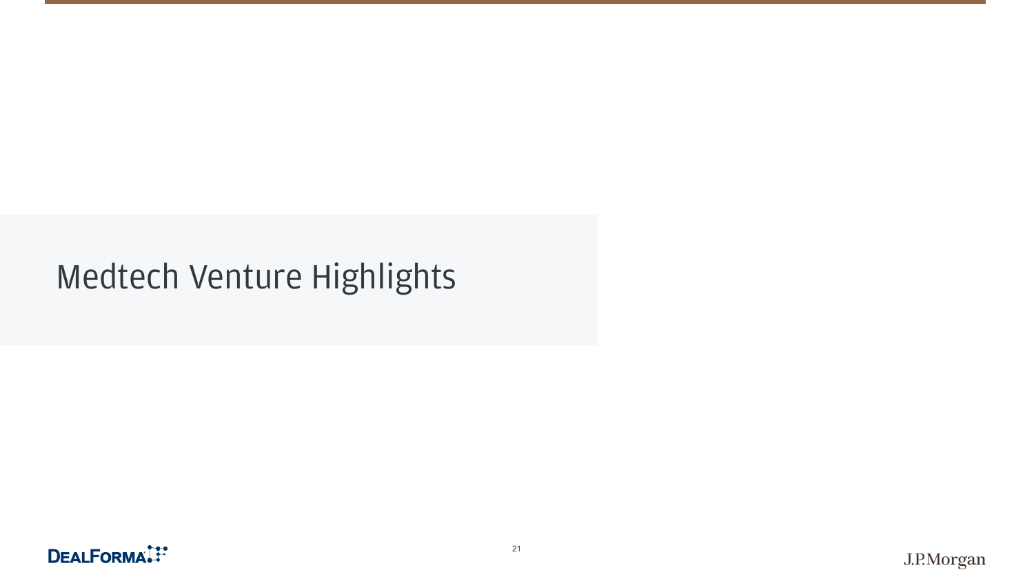# Medtech Venture Highlights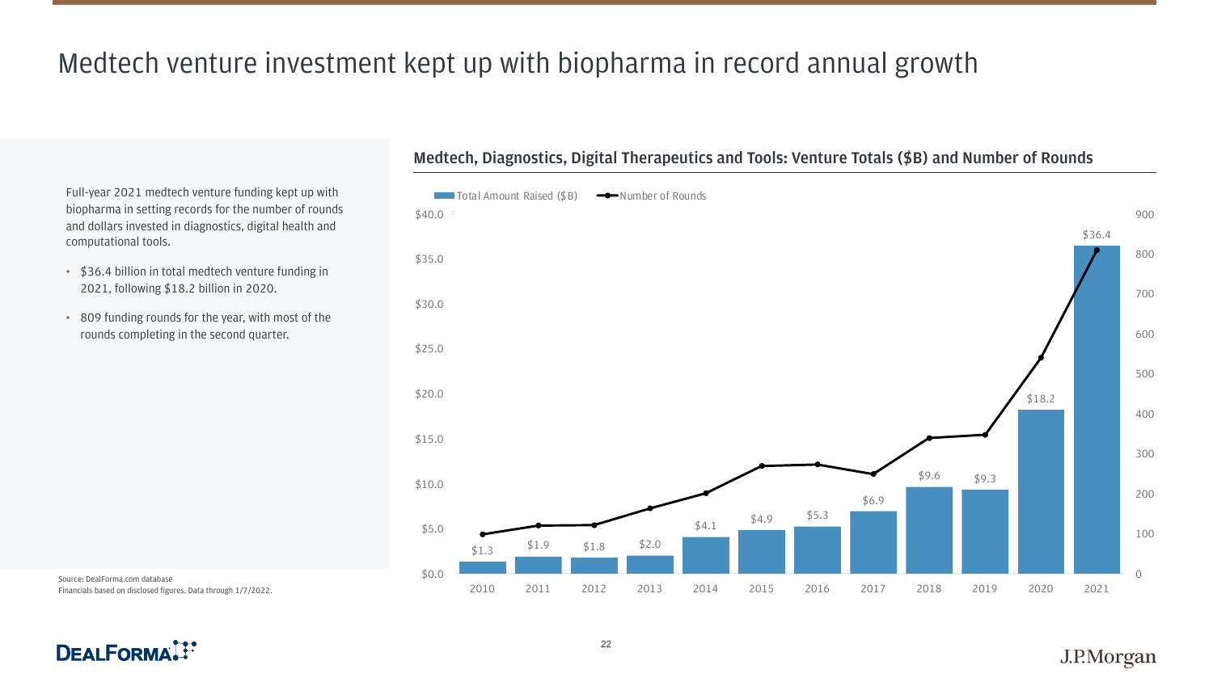# Medtech venture investment kept up with biopharma in record annual growth

Full-year 2021 medtech venture funding kept up with biopharma in setting records for the number of rounds and dollars invested in diagnostics, digital health and computational tools.

- $36.4 billion in total medtech venture funding in 2021, following $18.2 billion in 2020.
- 809 funding rounds for the year, with most of the rounds completing in the second quarter.

## Medtech, Diagnostics, Digital Therapeutics and Tools: Venture Totals ($B) and Number of Rounds

| Year | Total Amount Raised ($B) |
| --- | --- |
| 2010 | $1.3 |
| 2011 | $1.9 |
| 2012 | $1.8 |
| 2013 | $2.0 |
| 2014 | $4.1 |
| 2015 | $4.9 |
| 2016 | $5.3 |
| 2017 | $6.9 |
| 2018 | $9.6 |
| 2019 | $9.3 |
| 2020 | $18.2 |
| 2021 | $36.4 |

Source: DealForma.com database
Financials based on disclosed figures. Data through 1/7/2022.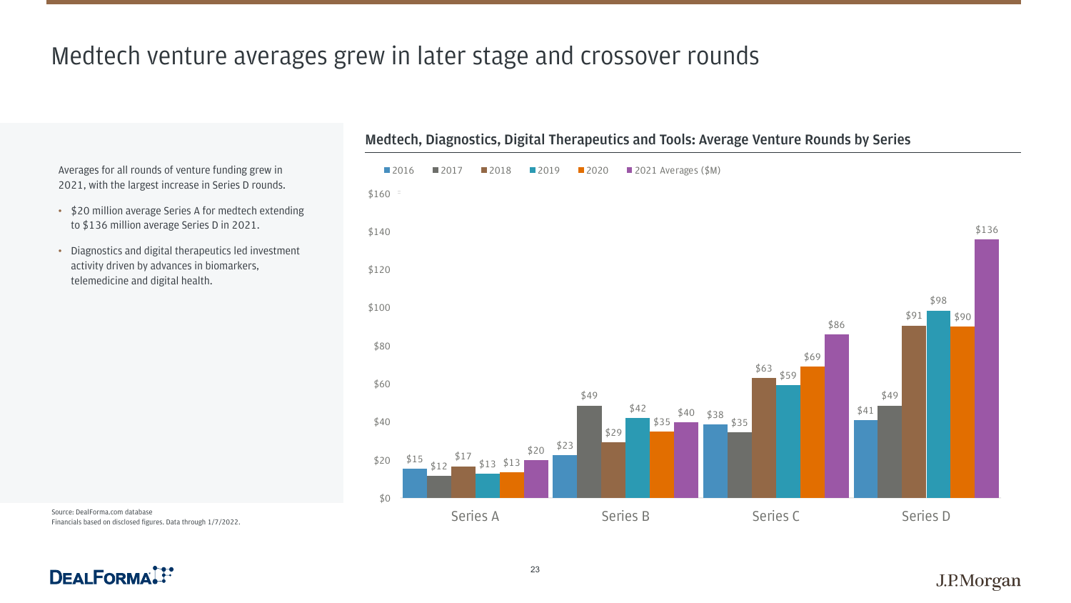# Medtech venture averages grew in later stage and crossover rounds

Averages for all rounds of venture funding grew in 2021, with the largest increase in Series D rounds.

- $20 million average Series A for medtech extending to $136 million average Series D in 2021.
- Diagnostics and digital therapeutics led investment activity driven by advances in biomarkers, telemedicine and digital health.

## Medtech, Diagnostics, Digital Therapeutics and Tools: Average Venture Rounds by Series

| Series | 2016 | 2017 | 2018 | 2019 | 2020 | 2021 Averages ($M) |
|---|---|---|---|---|---|---|
| Series A | $15 | $12 | $17 | $13 | $13 | $20 |
| Series B | $23 | $49 | $29 | $42 | $35 | $40 |
| Series C | $38 | $35 | $63 | $59 | $69 | $86 |
| Series D | $41 | $49 | $91 | $98 | $90 | $136 |

Source: DealForma.com database
Financials based on disclosed figures. Data through 1/7/2022.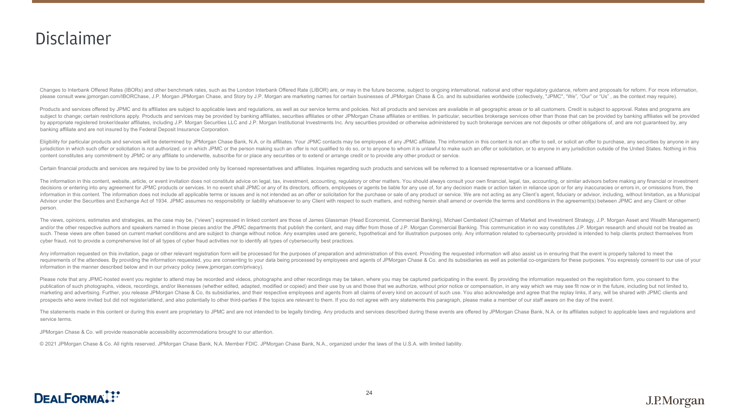# Disclaimer

Changes to Interbank Offered Rates (IBORs) and other benchmark rates, such as the London Interbank Offered Rate (LIBOR) are, or may in the future become, subject to ongoing international, national and other regulatory guidance, reform and proposals for reform. For more information, please consult www.jpmorgan.com/IBORChase, J.P. Morgan JPMorgan Chase, and Story by J.P. Morgan are marketing names for certain businesses of JPMorgan Chase & Co. and its subsidiaries worldwide (collectively, "JPMC", "We", "Our" or "Us" , as the context may require).

Products and services offered by JPMC and its affiliates are subject to applicable laws and regulations, as well as our service terms and policies. Not all products and services are available in all geographic areas or to all customers. Credit is subject to approval. Rates and programs are subject to change; certain restrictions apply. Products and services may be provided by banking affiliates, securities affiliates or other JPMorgan Chase affiliates or entities. In particular, securities brokerage services other than those that can be provided by banking affiliates will be provided by appropriate registered broker/dealer affiliates, including J.P. Morgan Securities LLC and J.P. Morgan Institutional Investments Inc. Any securities provided or otherwise administered by such brokerage services are not deposits or other obligations of, and are not guaranteed by, any banking affiliate and are not insured by the Federal Deposit Insurance Corporation.

Eligibility for particular products and services will be determined by JPMorgan Chase Bank, N.A. or its affiliates. Your JPMC contacts may be employees of any JPMC affiliate. The information in this content is not an offer to sell, or solicit an offer to purchase, any securities by anyone in any jurisdiction in which such offer or solicitation is not authorized, or in which JPMC or the person making such an offer is not qualified to do so, or to anyone to whom it is unlawful to make such an offer or solicitation, or to anyone in any jurisdiction outside of the United States. Nothing in this content constitutes any commitment by JPMC or any affiliate to underwrite, subscribe for or place any securities or to extend or arrange credit or to provide any other product or service.

Certain financial products and services are required by law to be provided only by licensed representatives and affiliates. Inquiries regarding such products and services will be referred to a licensed representative or a licensed affiliate.

The information in this content, website, article, or event invitation does not constitute advice on legal, tax, investment, accounting, regulatory or other matters. You should always consult your own financial, legal, tax, accounting, or similar advisors before making any financial or investment decisions or entering into any agreement for JPMC products or services. In no event shall JPMC or any of its directors, officers, employees or agents be liable for any use of, for any decision made or action taken in reliance upon or for any inaccuracies or errors in, or omissions from, the information in this content. The information does not include all applicable terms or issues and is not intended as an offer or solicitation for the purchase or sale of any product or service. We are not acting as any Client's agent, fiduciary or advisor, including, without limitation, as a Municipal Advisor under the Securities and Exchange Act of 1934. JPMC assumes no responsibility or liability whatsoever to any Client with respect to such matters, and nothing herein shall amend or override the terms and conditions in the agreement(s) between JPMC and any Client or other person.

The views, opinions, estimates and strategies, as the case may be, ("views") expressed in linked content are those of James Glassman (Head Economist, Commercial Banking), Michael Cembalest (Chairman of Market and Investment Strategy, J.P. Morgan Asset and Wealth Management) and/or the other respective authors and speakers named in those pieces and/or the JPMC departments that publish the content, and may differ from those of J.P. Morgan Commercial Banking. This communication in no way constitutes J.P. Morgan research and should not be treated as such. These views are often based on current market conditions and are subject to change without notice. Any examples used are generic, hypothetical and for illustration purposes only. Any information related to cybersecurity provided is intended to help clients protect themselves from cyber fraud, not to provide a comprehensive list of all types of cyber fraud activities nor to identify all types of cybersecurity best practices.

Any information requested on this invitation, page or other relevant registration form will be processed for the purposes of preparation and administration of this event. Providing the requested information will also assist us in ensuring that the event is properly tailored to meet the requirements of the attendees. By providing the information requested, you are consenting to your data being processed by employees and agents of JPMorgan Chase & Co. and its subsidiaries as well as potential co-organizers for these purposes. You expressly consent to our use of your information in the manner described below and in our privacy policy (www.jpmorgan.com/privacy).

Please note that any JPMC-hosted event you register to attend may be recorded and videos, photographs and other recordings may be taken, where you may be captured participating in the event. By providing the information requested on the registration form, you consent to the publication of such photographs, videos, recordings, and/or likenesses (whether edited, adapted, modified or copied) and their use by us and those that we authorize, without prior notice or compensation, in any way which we may see fit now or in the future, including but not limited to, marketing and advertising. Further, you release JPMorgan Chase & Co, its subsidiaries, and their respective employees and agents from all claims of every kind on account of such use. You also acknowledge and agree that the replay links, if any, will be shared with JPMC clients and prospects who were invited but did not register/attend, and also potentially to other third-parties if the topics are relevant to them. If you do not agree with any statements this paragraph, please make a member of our staff aware on the day of the event.

The statements made in this content or during this event are proprietary to JPMC and are not intended to be legally binding. Any products and services described during these events are offered by JPMorgan Chase Bank, N.A. or its affiliates subject to applicable laws and regulations and service terms.

JPMorgan Chase & Co. will provide reasonable accessibility accommodations brought to our attention.

© 2021 JPMorgan Chase & Co. All rights reserved. JPMorgan Chase Bank, N.A. Member FDIC. JPMorgan Chase Bank, N.A., organized under the laws of the U.S.A. with limited liability.